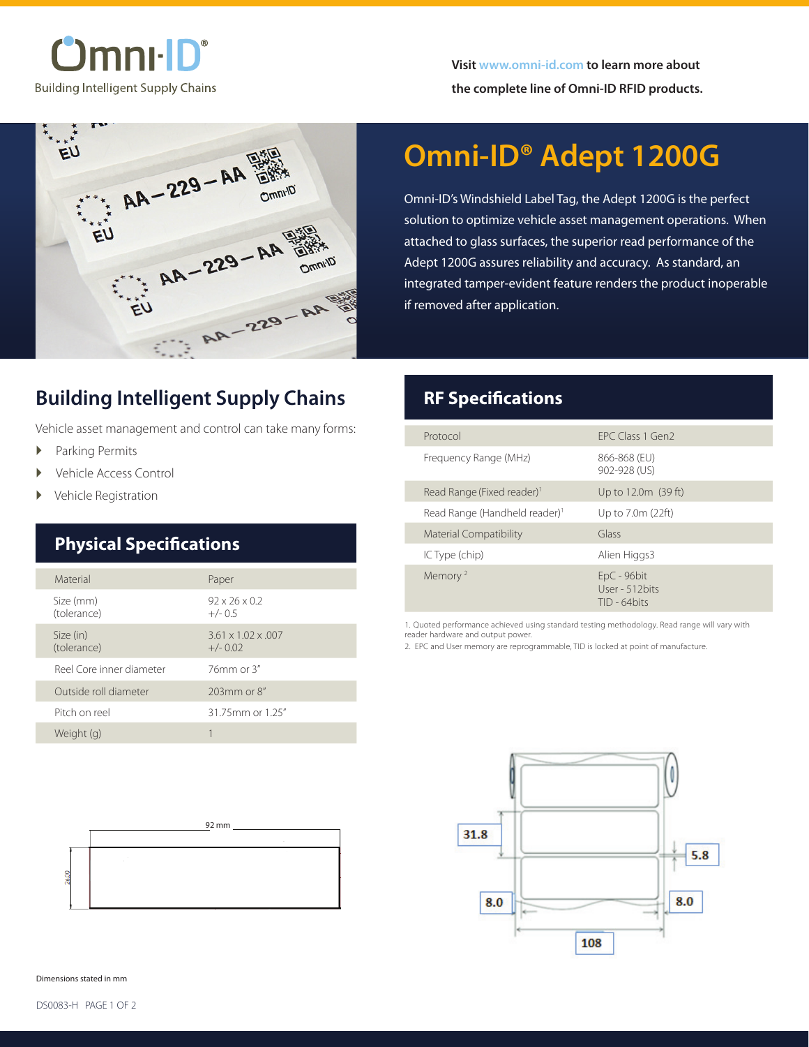Omni-ID®

Building Intelligent Supply Chains

**Visit www.omni-id.com to learn more about the complete line of Omni-ID RFID products.**

# Omni-ID® Adept 1200G

Omni-ID's Windshield Label Tag, the Adept 1200G is the perfect solution to optimize vehicle asset management operations. When attached to glass surfaces, the superior read performance of the Adept 1200G assures reliability and accuracy. As standard, an integrated tamper-evident feature renders the product inoperable if removed after application.

## Building Intelligent Supply Chains

Vehicle asset management and control can take many forms:

- Parking Permits
- Vehicle Access Control
- Vehicle Registration

## Physical Specifications

| | |
|---|---|
| Material | Paper |
| Size (mm) (tolerance) | 92 x 26 x 0.2 +/- 0.5 |
| Size (in) (tolerance) | 3.61 x 1.02 x .007 +/- 0.02 |
| Reel Core inner diameter | 76mm or 3" |
| Outside roll diameter | 203mm or 8" |
| Pitch on reel | 31.75mm or 1.25" |
| Weight (g) | 1 |

## RF Specifications

| | |
|---|---|
| Protocol | EPC Class 1 Gen2 |
| Frequency Range (MHz) | 866-868 (EU) 902-928 (US) |
| Read Range (Fixed reader)[1] | Up to 12.0m (39 ft) |
| Read Range (Handheld reader)[1] | Up to 7.0m (22ft) |
| Material Compatibility | Glass |
| IC Type (chip) | Alien Higgs3 |
| Memory [2] | EpC - 96bit User - 512bits TID - 64bits |

1. Quoted performance achieved using standard testing methodology. Read range will vary with reader hardware and output power.
2. EPC and User memory are reprogrammable, TID is locked at point of manufacture.

92 mm

26.00

31.8

5.8

8.0

8.0

108

Dimensions stated in mm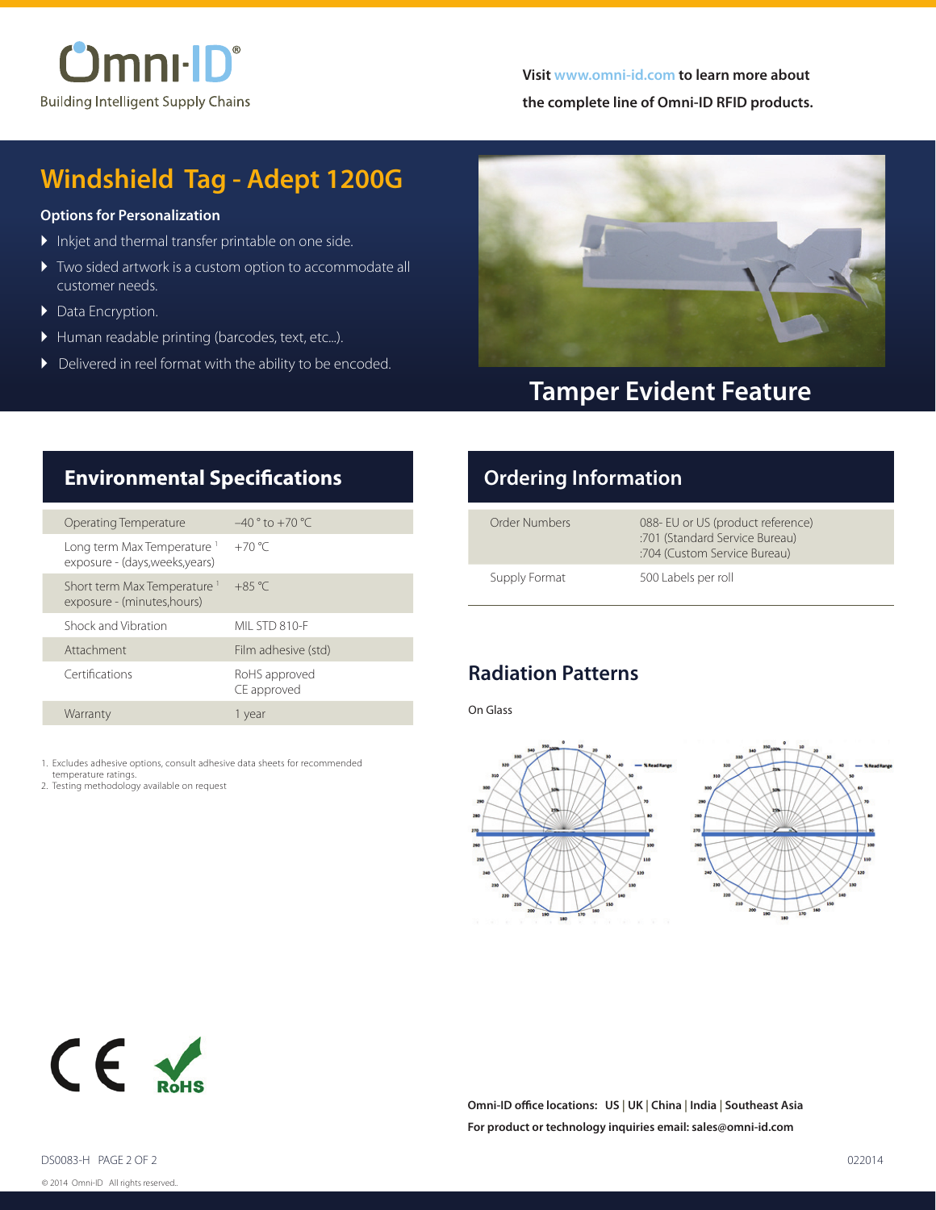Visit www.omni-id.com to learn more about the complete line of Omni-ID RFID products.

# Windshield Tag - Adept 1200G

### Options for Personalization

- Inkjet and thermal transfer printable on one side.
- Two sided artwork is a custom option to accommodate all customer needs.
- Data Encryption.
- Human readable printing (barcodes, text, etc...).
- Delivered in reel format with the ability to be encoded.

## Tamper Evident Feature

## Environmental Specifications

| | |
|---|---|
| Operating Temperature | –40 ° to +70 °C |
| Long term Max Temperature [1] exposure - (days,weeks,years) | +70 °C |
| Short term Max Temperature [1] exposure - (minutes,hours) | +85 °C |
| Shock and Vibration | MIL STD 810-F |
| Attachment | Film adhesive (std) |
| Certifications | RoHS approved<br>CE approved |
| Warranty | 1 year |

1. Excludes adhesive options, consult adhesive data sheets for recommended temperature ratings.
2. Testing methodology available on request

## Ordering Information

| | |
|---|---|
| Order Numbers | 088- EU or US (product reference)<br>:701 (Standard Service Bureau)<br>:704 (Custom Service Bureau) |
| Supply Format | 500 Labels per roll |

## Radiation Patterns

On Glass

Omni-ID office locations: US | UK | China | India | Southeast Asia

For product or technology inquiries email: sales@omni-id.com

DS0083-H

022014

© 2014 Omni-ID All rights reserved.